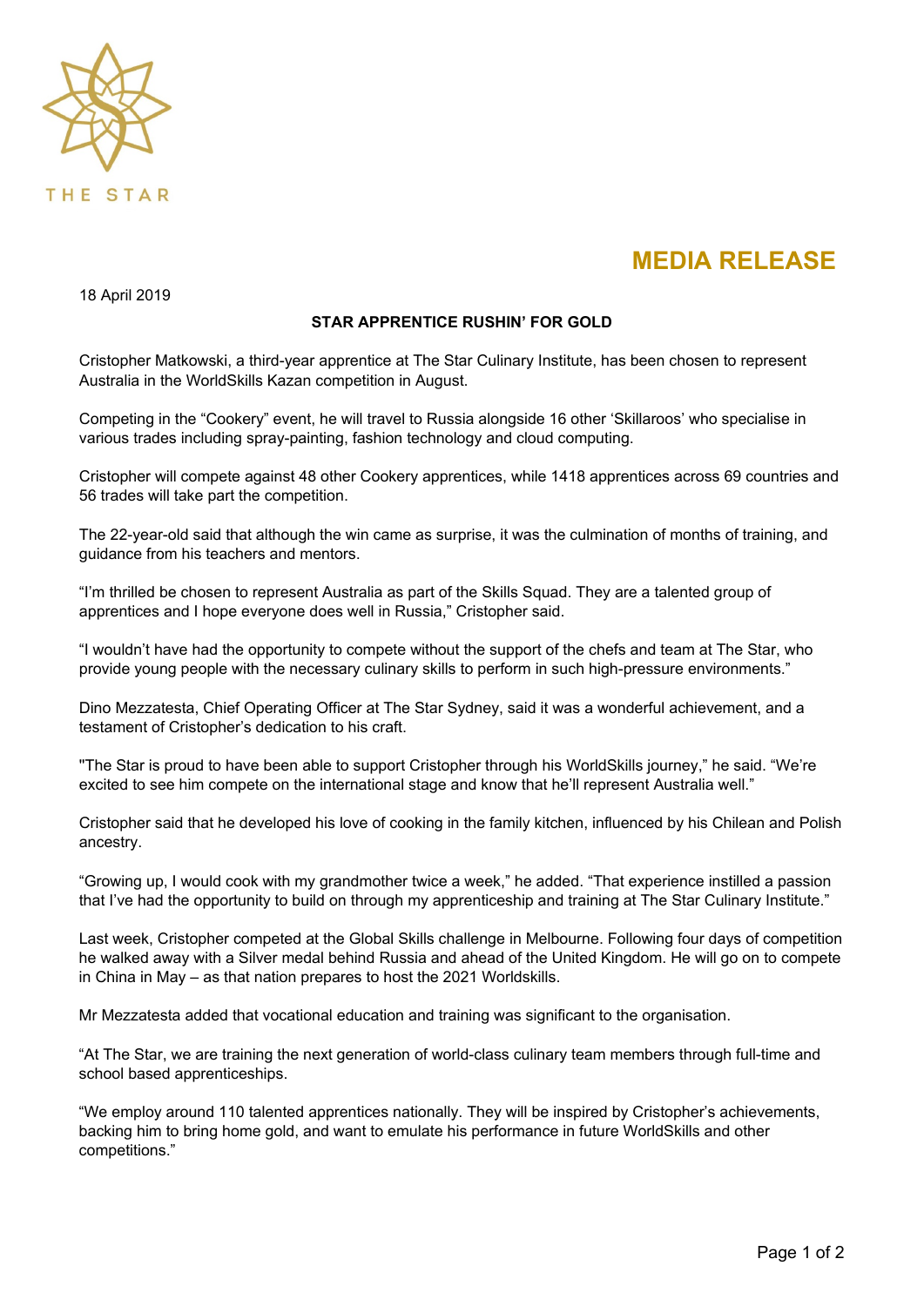THE STAR

# MEDIA RELEASE

18 April 2019

**STAR APPRENTICE RUSHIN' FOR GOLD**

Cristopher Matkowski, a third-year apprentice at The Star Culinary Institute, has been chosen to represent Australia in the WorldSkills Kazan competition in August.

Competing in the "Cookery" event, he will travel to Russia alongside 16 other 'Skillaroos' who specialise in various trades including spray-painting, fashion technology and cloud computing.

Cristopher will compete against 48 other Cookery apprentices, while 1418 apprentices across 69 countries and 56 trades will take part the competition.

The 22-year-old said that although the win came as surprise, it was the culmination of months of training, and guidance from his teachers and mentors.

"I'm thrilled be chosen to represent Australia as part of the Skills Squad. They are a talented group of apprentices and I hope everyone does well in Russia," Cristopher said.

"I wouldn't have had the opportunity to compete without the support of the chefs and team at The Star, who provide young people with the necessary culinary skills to perform in such high-pressure environments."

Dino Mezzatesta, Chief Operating Officer at The Star Sydney, said it was a wonderful achievement, and a testament of Cristopher's dedication to his craft.

"The Star is proud to have been able to support Cristopher through his WorldSkills journey," he said. "We're excited to see him compete on the international stage and know that he'll represent Australia well."

Cristopher said that he developed his love of cooking in the family kitchen, influenced by his Chilean and Polish ancestry.

"Growing up, I would cook with my grandmother twice a week," he added. "That experience instilled a passion that I've had the opportunity to build on through my apprenticeship and training at The Star Culinary Institute."

Last week, Cristopher competed at the Global Skills challenge in Melbourne. Following four days of competition he walked away with a Silver medal behind Russia and ahead of the United Kingdom. He will go on to compete in China in May – as that nation prepares to host the 2021 Worldskills.

Mr Mezzatesta added that vocational education and training was significant to the organisation.

"At The Star, we are training the next generation of world-class culinary team members through full-time and school based apprenticeships.

"We employ around 110 talented apprentices nationally. They will be inspired by Cristopher's achievements, backing him to bring home gold, and want to emulate his performance in future WorldSkills and other competitions."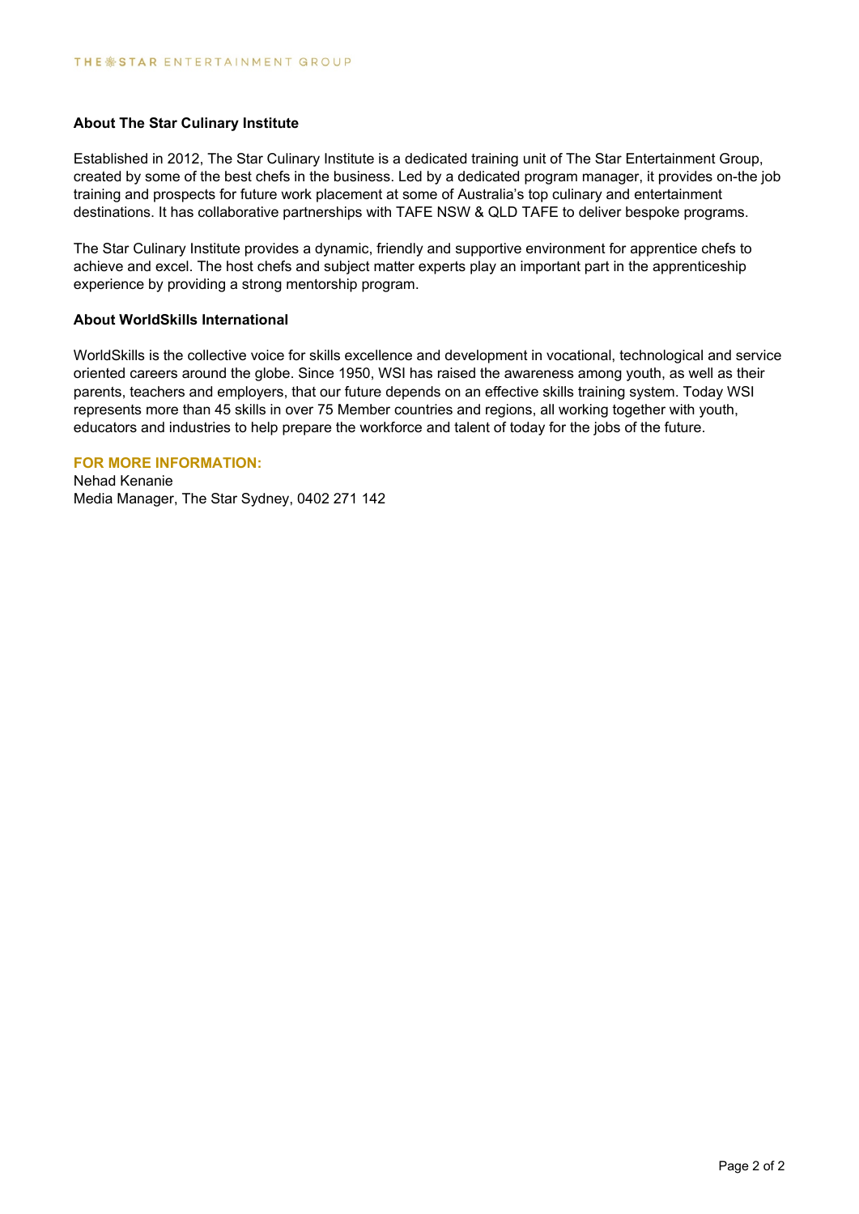**About The Star Culinary Institute**

Established in 2012, The Star Culinary Institute is a dedicated training unit of The Star Entertainment Group, created by some of the best chefs in the business. Led by a dedicated program manager, it provides on-the job training and prospects for future work placement at some of Australia's top culinary and entertainment destinations. It has collaborative partnerships with TAFE NSW & QLD TAFE to deliver bespoke programs.

The Star Culinary Institute provides a dynamic, friendly and supportive environment for apprentice chefs to achieve and excel. The host chefs and subject matter experts play an important part in the apprenticeship experience by providing a strong mentorship program.

**About WorldSkills International**

WorldSkills is the collective voice for skills excellence and development in vocational, technological and service oriented careers around the globe. Since 1950, WSI has raised the awareness among youth, as well as their parents, teachers and employers, that our future depends on an effective skills training system. Today WSI represents more than 45 skills in over 75 Member countries and regions, all working together with youth, educators and industries to help prepare the workforce and talent of today for the jobs of the future.

**FOR MORE INFORMATION:**
Nehad Kenanie
Media Manager, The Star Sydney, 0402 271 142